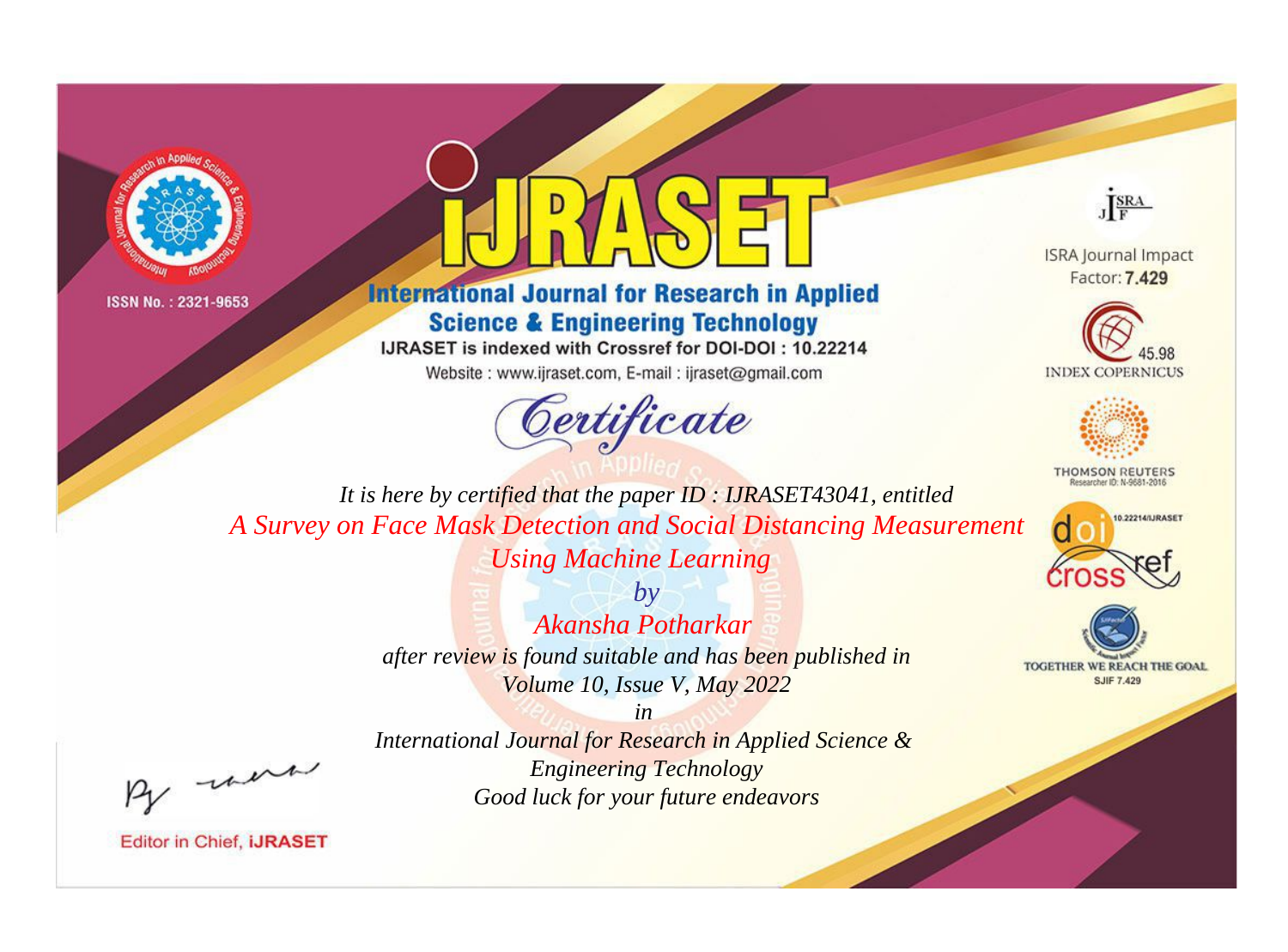ISSN No. : 2321-9653

# IJRASET

## International Journal for Research in Applied Science & Engineering Technology

IJRASET is indexed with Crossref for DOI-DOI : 10.22214

Website : www.ijraset.com, E-mail : ijraset@gmail.com

ISRA Journal Impact Factor: **7.429**

45.98 INDEX COPERNICUS

THOMSON REUTERS Researcher ID: N-9681-2016

10.22214/IJRASET

TOGETHER WE REACH THE GOAL SJIF 7.429

## *Certificate*

*It is here by certified that the paper ID : IJRASET43041, entitled*

*A Survey on Face Mask Detection and Social Distancing Measurement Using Machine Learning*

*by*

*Akansha Potharkar*

*after review is found suitable and has been published in*

*Volume 10, Issue V, May 2022*

*in*

*International Journal for Research in Applied Science & Engineering Technology*

*Good luck for your future endeavors*

Editor in Chief, **iJRASET**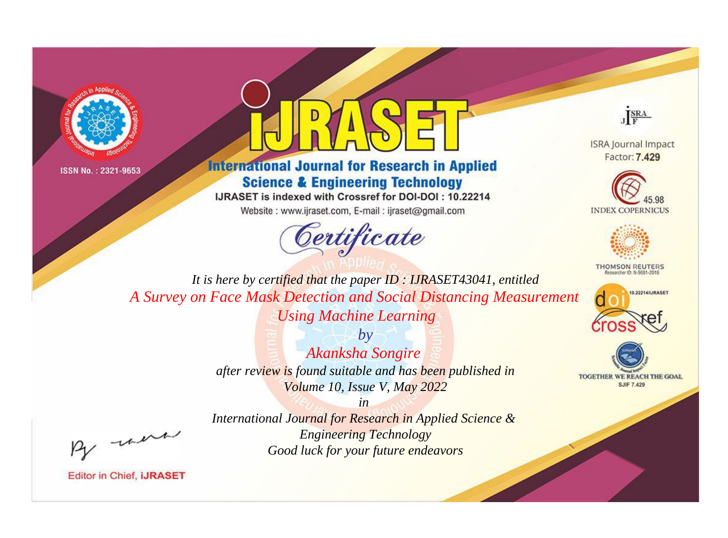ISSN No. : 2321-9653

# iJRASET

## International Journal for Research in Applied Science & Engineering Technology

IJRASET is indexed with Crossref for DOI-DOI : 10.22214

Website : www.ijraset.com, E-mail : ijraset@gmail.com

*Certificate*

*It is here by certified that the paper ID : IJRASET43041, entitled*

*A Survey on Face Mask Detection and Social Distancing Measurement Using Machine Learning*

*by*

*Akanksha Songire*

*after review is found suitable and has been published in*

*Volume 10, Issue V, May 2022*

*in*

*International Journal for Research in Applied Science & Engineering Technology*

*Good luck for your future endeavors*

ISRA Journal Impact Factor: **7.429**

45.98 INDEX COPERNICUS

THOMSON REUTERS Researcher ID: N-9681-2016

10.22214/IJRASET

TOGETHER WE REACH THE GOAL SJIF 7.429

Editor in Chief, **iJRASET**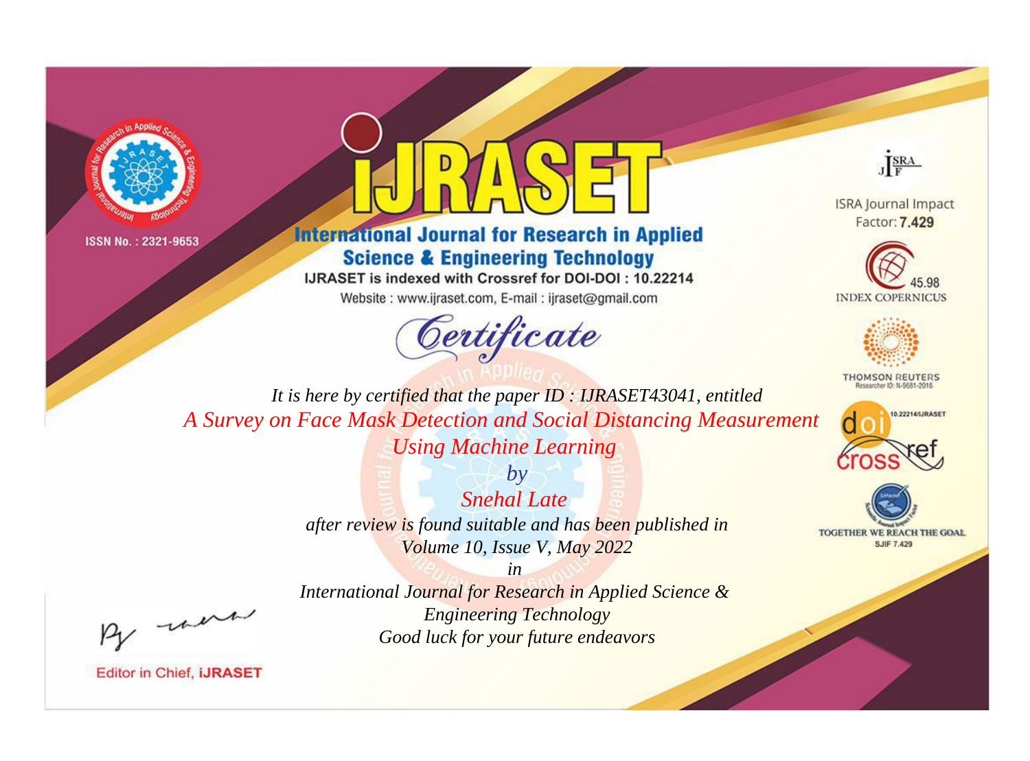ISSN No. : 2321-9653

# iJRASET

## International Journal for Research in Applied Science & Engineering Technology

IJRASET is indexed with Crossref for DOI-DOI : 10.22214

Website : www.ijraset.com, E-mail : ijraset@gmail.com

ISRA Journal Impact Factor: **7.429**

45.98 INDEX COPERNICUS

THOMSON REUTERS Researcher ID: N-9681-2016

10.22214/IJRASET

TOGETHER WE REACH THE GOAL SJIF 7.429

*Certificate*

*It is here by certified that the paper ID : IJRASET43041, entitled*

*A Survey on Face Mask Detection and Social Distancing Measurement Using Machine Learning*

*by*

*Snehal Late*

*after review is found suitable and has been published in*

*Volume 10, Issue V, May 2022*

*in*

*International Journal for Research in Applied Science & Engineering Technology*

*Good luck for your future endeavors*

Editor in Chief, **iJRASET**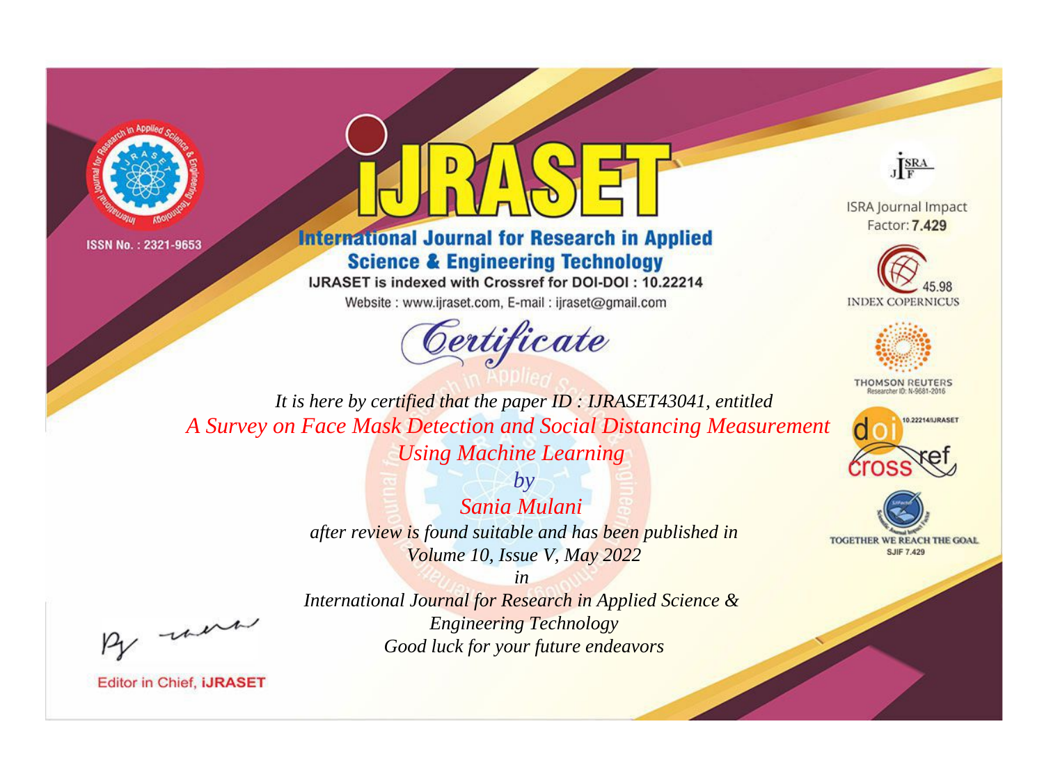ISSN No. : 2321-9653

# iJRASET

## International Journal for Research in Applied Science & Engineering Technology

IJRASET is indexed with Crossref for DOI-DOI : 10.22214

Website : www.ijraset.com, E-mail : ijraset@gmail.com

ISRA Journal Impact Factor: **7.429**

45.98 INDEX COPERNICUS

THOMSON REUTERS Researcher ID: N-9681-2016

10.22214/IJRASET

TOGETHER WE REACH THE GOAL SJIF 7.429

# *Certificate*

*It is here by certified that the paper ID : IJRASET43041, entitled*

*A Survey on Face Mask Detection and Social Distancing Measurement Using Machine Learning*

*by*

*Sania Mulani*

*after review is found suitable and has been published in*

*Volume 10, Issue V, May 2022*

*in*

*International Journal for Research in Applied Science & Engineering Technology*

*Good luck for your future endeavors*

Editor in Chief, **iJRASET**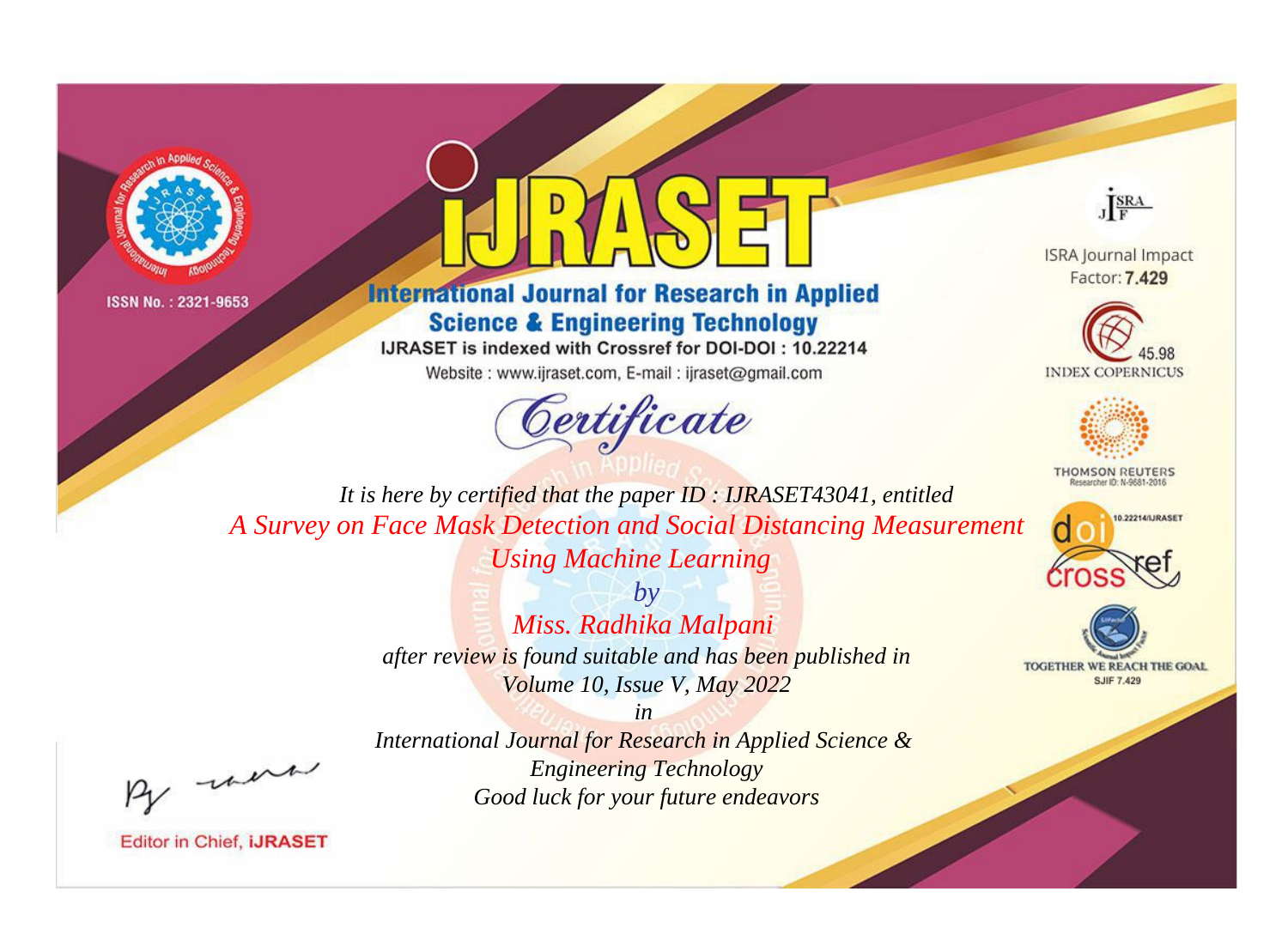ISSN No. : 2321-9653

# iJRASET

## International Journal for Research in Applied Science & Engineering Technology

IJRASET is indexed with Crossref for DOI-DOI : 10.22214

Website : www.ijraset.com, E-mail : ijraset@gmail.com

*Certificate*

*It is here by certified that the paper ID : IJRASET43041, entitled*

*A Survey on Face Mask Detection and Social Distancing Measurement Using Machine Learning*

*by*

*Miss. Radhika Malpani*

*after review is found suitable and has been published in*

*Volume 10, Issue V, May 2022*

*in*

*International Journal for Research in Applied Science & Engineering Technology*

*Good luck for your future endeavors*

ISRA Journal Impact Factor: **7.429**

45.98 INDEX COPERNICUS

THOMSON REUTERS Researcher ID: N-9681-2016

10.22214/IJRASET

TOGETHER WE REACH THE GOAL SJIF 7.429

Editor in Chief, **iJRASET**